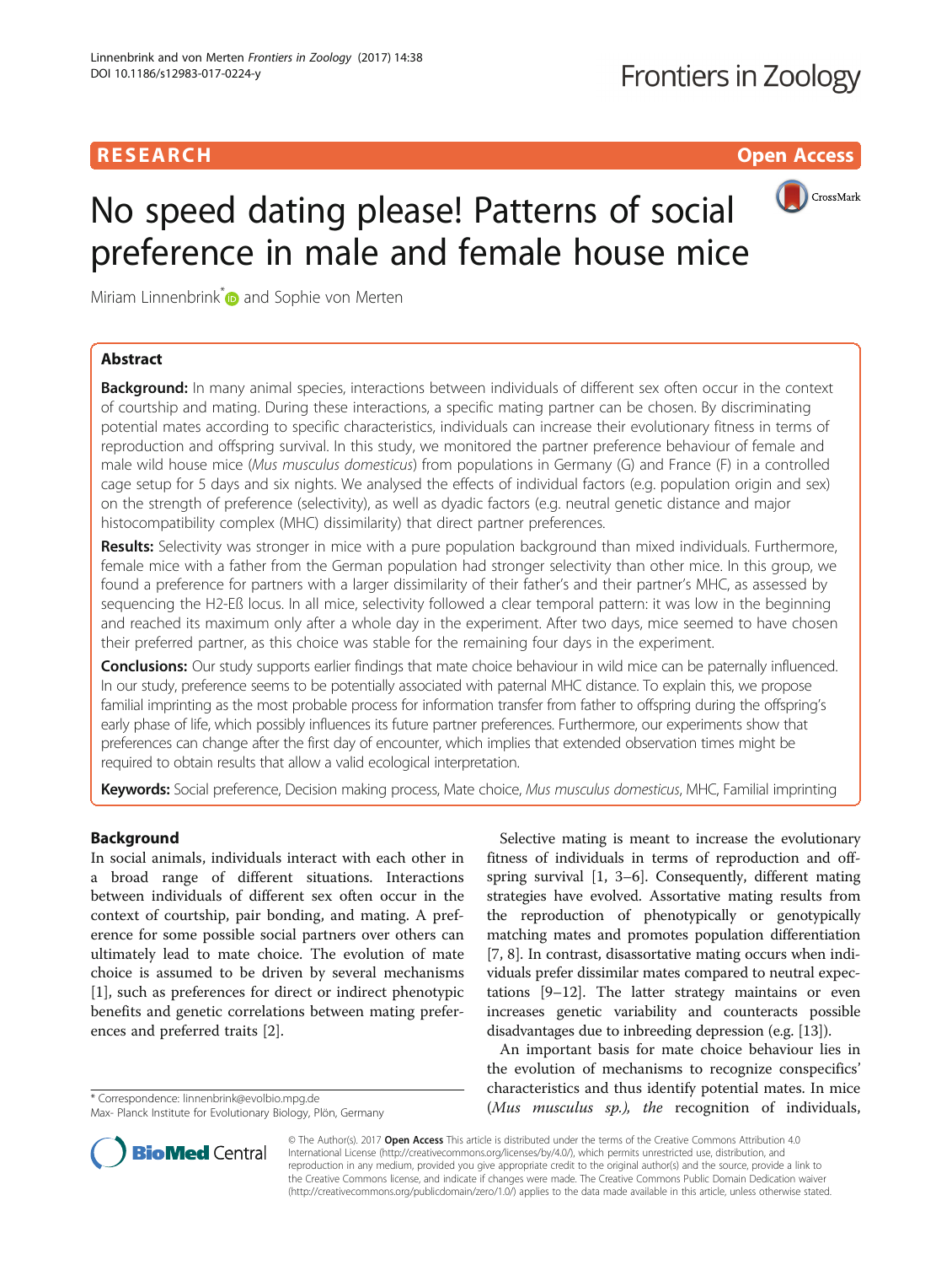RESEARCH Open Access

# No speed dating please! Patterns of social preference in male and female house mice

Miriam Linnenbrink* and Sophie von Merten

## Abstract

**Background:** In many animal species, interactions between individuals of different sex often occur in the context of courtship and mating. During these interactions, a specific mating partner can be chosen. By discriminating potential mates according to specific characteristics, individuals can increase their evolutionary fitness in terms of reproduction and offspring survival. In this study, we monitored the partner preference behaviour of female and male wild house mice (*Mus musculus domesticus*) from populations in Germany (G) and France (F) in a controlled cage setup for 5 days and six nights. We analysed the effects of individual factors (e.g. population origin and sex) on the strength of preference (selectivity), as well as dyadic factors (e.g. neutral genetic distance and major histocompatibility complex (MHC) dissimilarity) that direct partner preferences.

**Results:** Selectivity was stronger in mice with a pure population background than mixed individuals. Furthermore, female mice with a father from the German population had stronger selectivity than other mice. In this group, we found a preference for partners with a larger dissimilarity of their father's and their partner's MHC, as assessed by sequencing the H2-Eß locus. In all mice, selectivity followed a clear temporal pattern: it was low in the beginning and reached its maximum only after a whole day in the experiment. After two days, mice seemed to have chosen their preferred partner, as this choice was stable for the remaining four days in the experiment.

**Conclusions:** Our study supports earlier findings that mate choice behaviour in wild mice can be paternally influenced. In our study, preference seems to be potentially associated with paternal MHC distance. To explain this, we propose familial imprinting as the most probable process for information transfer from father to offspring during the offspring's early phase of life, which possibly influences its future partner preferences. Furthermore, our experiments show that preferences can change after the first day of encounter, which implies that extended observation times might be required to obtain results that allow a valid ecological interpretation.

**Keywords:** Social preference, Decision making process, Mate choice, *Mus musculus domesticus*, MHC, Familial imprinting

## Background

In social animals, individuals interact with each other in a broad range of different situations. Interactions between individuals of different sex often occur in the context of courtship, pair bonding, and mating. A preference for some possible social partners over others can ultimately lead to mate choice. The evolution of mate choice is assumed to be driven by several mechanisms [1], such as preferences for direct or indirect phenotypic benefits and genetic correlations between mating preferences and preferred traits [2].

Selective mating is meant to increase the evolutionary fitness of individuals in terms of reproduction and offspring survival [1, 3–6]. Consequently, different mating strategies have evolved. Assortative mating results from the reproduction of phenotypically or genotypically matching mates and promotes population differentiation [7, 8]. In contrast, disassortative mating occurs when individuals prefer dissimilar mates compared to neutral expectations [9–12]. The latter strategy maintains or even increases genetic variability and counteracts possible disadvantages due to inbreeding depression (e.g. [13]).

An important basis for mate choice behaviour lies in the evolution of mechanisms to recognize conspecifics' characteristics and thus identify potential mates. In mice (*Mus musculus sp.),* the recognition of individuals,

\* Correspondence: linnenbrink@evolbio.mpg.de
Max- Planck Institute for Evolutionary Biology, Plön, Germany

© The Author(s). 2017 **Open Access** This article is distributed under the terms of the Creative Commons Attribution 4.0 International License (http://creativecommons.org/licenses/by/4.0/), which permits unrestricted use, distribution, and reproduction in any medium, provided you give appropriate credit to the original author(s) and the source, provide a link to the Creative Commons license, and indicate if changes were made. The Creative Commons Public Domain Dedication waiver (http://creativecommons.org/publicdomain/zero/1.0/) applies to the data made available in this article, unless otherwise stated.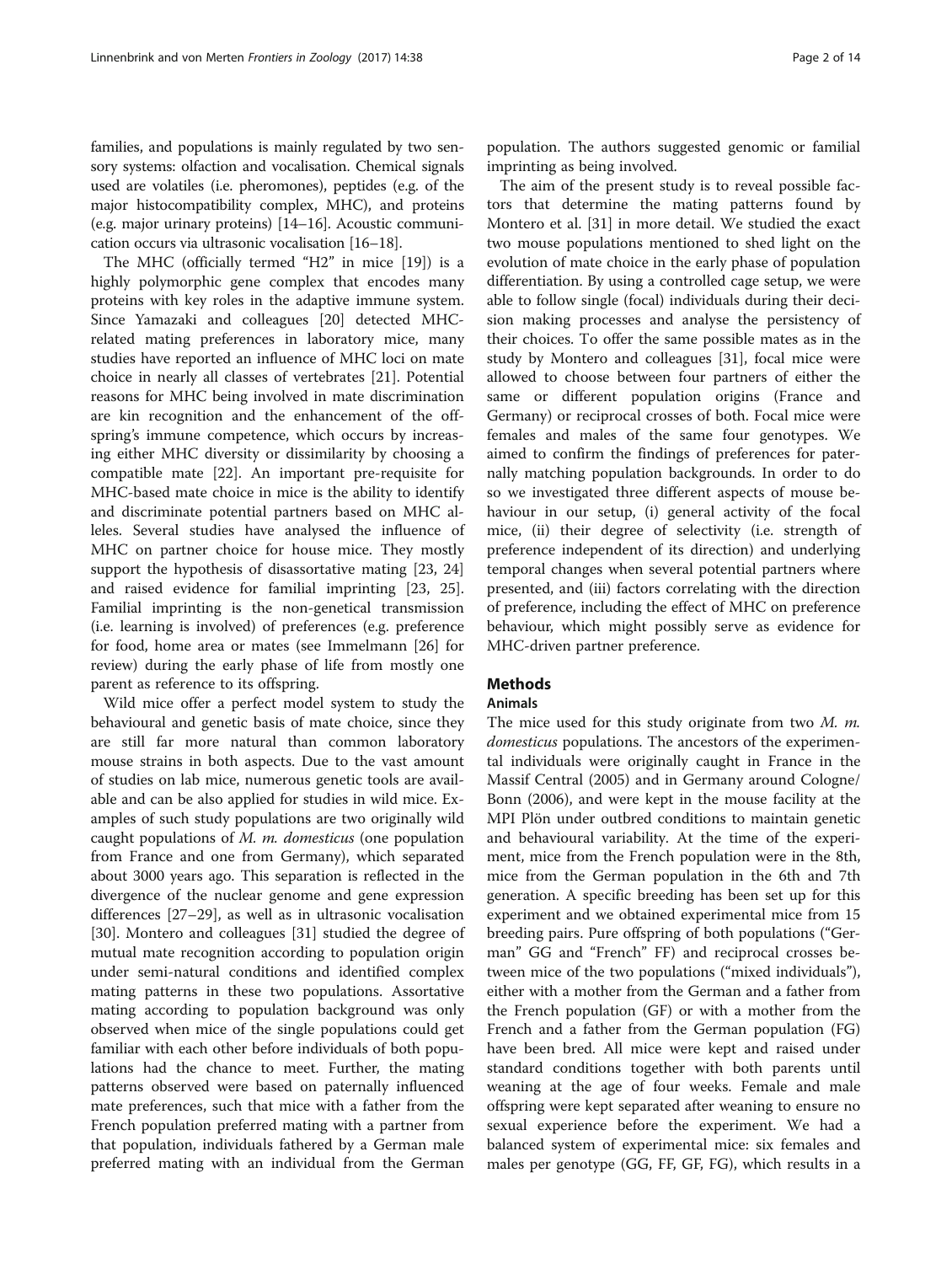families, and populations is mainly regulated by two sensory systems: olfaction and vocalisation. Chemical signals used are volatiles (i.e. pheromones), peptides (e.g. of the major histocompatibility complex, MHC), and proteins (e.g. major urinary proteins) [14–16]. Acoustic communication occurs via ultrasonic vocalisation [16–18].

The MHC (officially termed "H2" in mice [19]) is a highly polymorphic gene complex that encodes many proteins with key roles in the adaptive immune system. Since Yamazaki and colleagues [20] detected MHC-related mating preferences in laboratory mice, many studies have reported an influence of MHC loci on mate choice in nearly all classes of vertebrates [21]. Potential reasons for MHC being involved in mate discrimination are kin recognition and the enhancement of the offspring's immune competence, which occurs by increasing either MHC diversity or dissimilarity by choosing a compatible mate [22]. An important pre-requisite for MHC-based mate choice in mice is the ability to identify and discriminate potential partners based on MHC alleles. Several studies have analysed the influence of MHC on partner choice for house mice. They mostly support the hypothesis of disassortative mating [23, 24] and raised evidence for familial imprinting [23, 25]. Familial imprinting is the non-genetical transmission (i.e. learning is involved) of preferences (e.g. preference for food, home area or mates (see Immelmann [26] for review) during the early phase of life from mostly one parent as reference to its offspring.

Wild mice offer a perfect model system to study the behavioural and genetic basis of mate choice, since they are still far more natural than common laboratory mouse strains in both aspects. Due to the vast amount of studies on lab mice, numerous genetic tools are available and can be also applied for studies in wild mice. Examples of such study populations are two originally wild caught populations of *M. m. domesticus* (one population from France and one from Germany), which separated about 3000 years ago. This separation is reflected in the divergence of the nuclear genome and gene expression differences [27–29], as well as in ultrasonic vocalisation [30]. Montero and colleagues [31] studied the degree of mutual mate recognition according to population origin under semi-natural conditions and identified complex mating patterns in these two populations. Assortative mating according to population background was only observed when mice of the single populations could get familiar with each other before individuals of both populations had the chance to meet. Further, the mating patterns observed were based on paternally influenced mate preferences, such that mice with a father from the French population preferred mating with a partner from that population, individuals fathered by a German male preferred mating with an individual from the German population. The authors suggested genomic or familial imprinting as being involved.

The aim of the present study is to reveal possible factors that determine the mating patterns found by Montero et al. [31] in more detail. We studied the exact two mouse populations mentioned to shed light on the evolution of mate choice in the early phase of population differentiation. By using a controlled cage setup, we were able to follow single (focal) individuals during their decision making processes and analyse the persistency of their choices. To offer the same possible mates as in the study by Montero and colleagues [31], focal mice were allowed to choose between four partners of either the same or different population origins (France and Germany) or reciprocal crosses of both. Focal mice were females and males of the same four genotypes. We aimed to confirm the findings of preferences for paternally matching population backgrounds. In order to do so we investigated three different aspects of mouse behaviour in our setup, (i) general activity of the focal mice, (ii) their degree of selectivity (i.e. strength of preference independent of its direction) and underlying temporal changes when several potential partners where presented, and (iii) factors correlating with the direction of preference, including the effect of MHC on preference behaviour, which might possibly serve as evidence for MHC-driven partner preference.

## Methods

### Animals

The mice used for this study originate from two *M. m. domesticus* populations. The ancestors of the experimental individuals were originally caught in France in the Massif Central (2005) and in Germany around Cologne/Bonn (2006), and were kept in the mouse facility at the MPI Plön under outbred conditions to maintain genetic and behavioural variability. At the time of the experiment, mice from the French population were in the 8th, mice from the German population in the 6th and 7th generation. A specific breeding has been set up for this experiment and we obtained experimental mice from 15 breeding pairs. Pure offspring of both populations ("German" GG and "French" FF) and reciprocal crosses between mice of the two populations ("mixed individuals"), either with a mother from the German and a father from the French population (GF) or with a mother from the French and a father from the German population (FG) have been bred. All mice were kept and raised under standard conditions together with both parents until weaning at the age of four weeks. Female and male offspring were kept separated after weaning to ensure no sexual experience before the experiment. We had a balanced system of experimental mice: six females and males per genotype (GG, FF, GF, FG), which results in a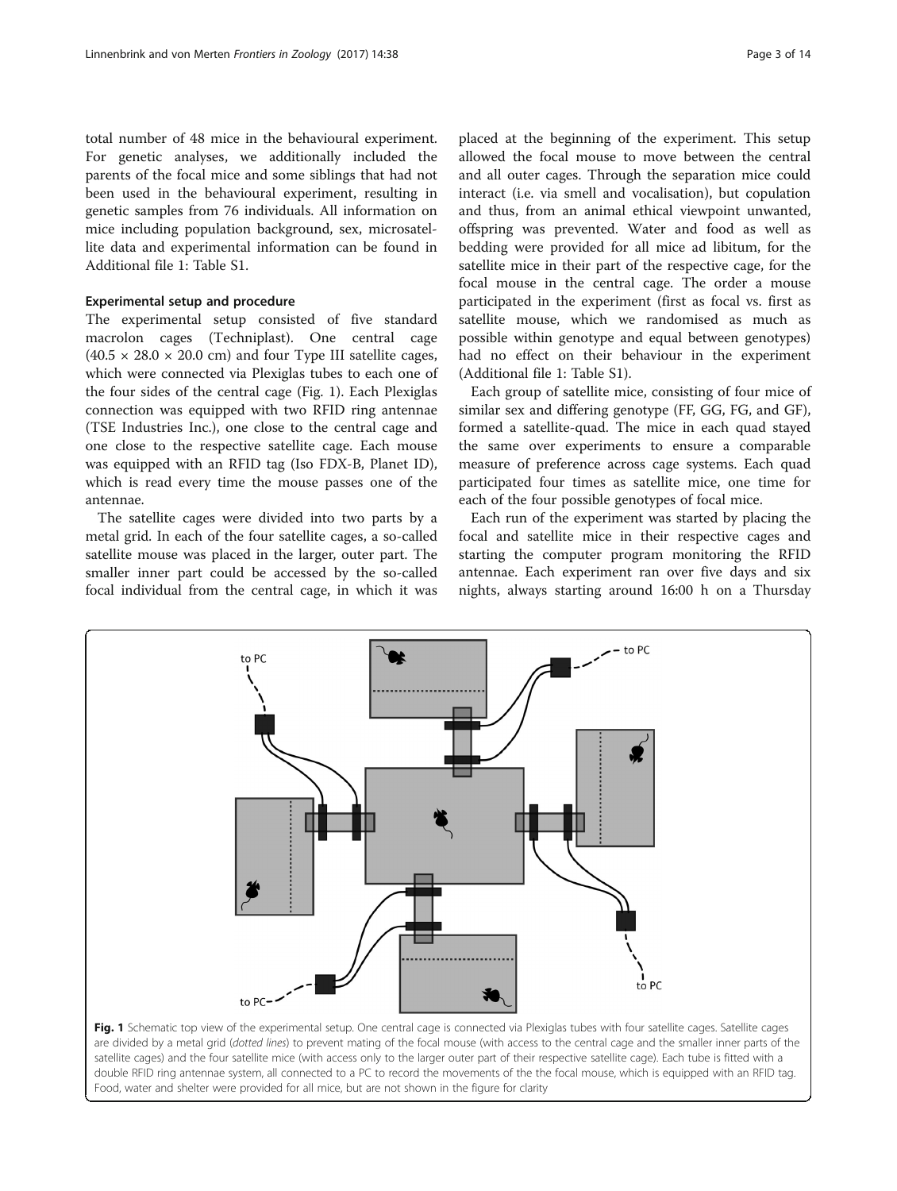total number of 48 mice in the behavioural experiment. For genetic analyses, we additionally included the parents of the focal mice and some siblings that had not been used in the behavioural experiment, resulting in genetic samples from 76 individuals. All information on mice including population background, sex, microsatellite data and experimental information can be found in Additional file 1: Table S1.

### Experimental setup and procedure

The experimental setup consisted of five standard macrolon cages (Techniplast). One central cage (40.5 × 28.0 × 20.0 cm) and four Type III satellite cages, which were connected via Plexiglas tubes to each one of the four sides of the central cage (Fig. 1). Each Plexiglas connection was equipped with two RFID ring antennae (TSE Industries Inc.), one close to the central cage and one close to the respective satellite cage. Each mouse was equipped with an RFID tag (Iso FDX-B, Planet ID), which is read every time the mouse passes one of the antennae.

The satellite cages were divided into two parts by a metal grid. In each of the four satellite cages, a so-called satellite mouse was placed in the larger, outer part. The smaller inner part could be accessed by the so-called focal individual from the central cage, in which it was placed at the beginning of the experiment. This setup allowed the focal mouse to move between the central and all outer cages. Through the separation mice could interact (i.e. via smell and vocalisation), but copulation and thus, from an animal ethical viewpoint unwanted, offspring was prevented. Water and food as well as bedding were provided for all mice ad libitum, for the satellite mice in their part of the respective cage, for the focal mouse in the central cage. The order a mouse participated in the experiment (first as focal vs. first as satellite mouse, which we randomised as much as possible within genotype and equal between genotypes) had no effect on their behaviour in the experiment (Additional file 1: Table S1).

Each group of satellite mice, consisting of four mice of similar sex and differing genotype (FF, GG, FG, and GF), formed a satellite-quad. The mice in each quad stayed the same over experiments to ensure a comparable measure of preference across cage systems. Each quad participated four times as satellite mice, one time for each of the four possible genotypes of focal mice.

Each run of the experiment was started by placing the focal and satellite mice in their respective cages and starting the computer program monitoring the RFID antennae. Each experiment ran over five days and six nights, always starting around 16:00 h on a Thursday

to PC

to PC

to PC

to PC

**Fig. 1** Schematic top view of the experimental setup. One central cage is connected via Plexiglas tubes with four satellite cages. Satellite cages are divided by a metal grid (*dotted lines*) to prevent mating of the focal mouse (with access to the central cage and the smaller inner parts of the satellite cages) and the four satellite mice (with access only to the larger outer part of their respective satellite cage). Each tube is fitted with a double RFID ring antennae system, all connected to a PC to record the movements of the the focal mouse, which is equipped with an RFID tag. Food, water and shelter were provided for all mice, but are not shown in the figure for clarity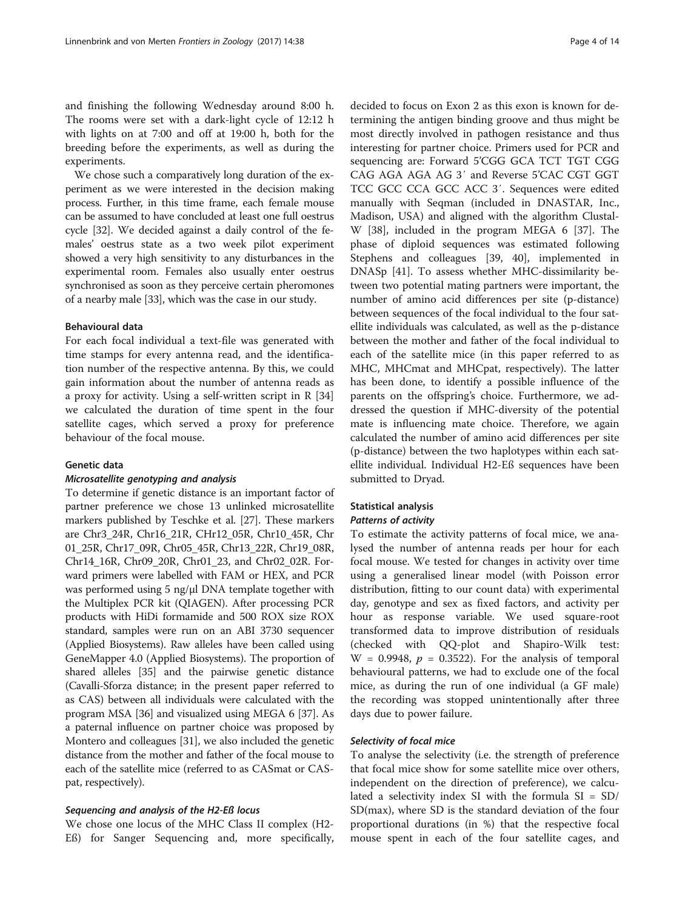and finishing the following Wednesday around 8:00 h. The rooms were set with a dark-light cycle of 12:12 h with lights on at 7:00 and off at 19:00 h, both for the breeding before the experiments, as well as during the experiments.

We chose such a comparatively long duration of the experiment as we were interested in the decision making process. Further, in this time frame, each female mouse can be assumed to have concluded at least one full oestrus cycle [32]. We decided against a daily control of the females' oestrus state as a two week pilot experiment showed a very high sensitivity to any disturbances in the experimental room. Females also usually enter oestrus synchronised as soon as they perceive certain pheromones of a nearby male [33], which was the case in our study.

### Behavioural data

For each focal individual a text-file was generated with time stamps for every antenna read, and the identification number of the respective antenna. By this, we could gain information about the number of antenna reads as a proxy for activity. Using a self-written script in R [34] we calculated the duration of time spent in the four satellite cages, which served a proxy for preference behaviour of the focal mouse.

### Genetic data

#### *Microsatellite genotyping and analysis*

To determine if genetic distance is an important factor of partner preference we chose 13 unlinked microsatellite markers published by Teschke et al. [27]. These markers are Chr3_24R, Chr16_21R, CHr12_05R, Chr10_45R, Chr 01_25R, Chr17_09R, Chr05_45R, Chr13_22R, Chr19_08R, Chr14_16R, Chr09_20R, Chr01_23, and Chr02_02R. Forward primers were labelled with FAM or HEX, and PCR was performed using 5 ng/µl DNA template together with the Multiplex PCR kit (QIAGEN). After processing PCR products with HiDi formamide and 500 ROX size ROX standard, samples were run on an ABI 3730 sequencer (Applied Biosystems). Raw alleles have been called using GeneMapper 4.0 (Applied Biosystems). The proportion of shared alleles [35] and the pairwise genetic distance (Cavalli-Sforza distance; in the present paper referred to as CAS) between all individuals were calculated with the program MSA [36] and visualized using MEGA 6 [37]. As a paternal influence on partner choice was proposed by Montero and colleagues [31], we also included the genetic distance from the mother and father of the focal mouse to each of the satellite mice (referred to as CASmat or CASpat, respectively).

#### *Sequencing and analysis of the H2-Eß locus*

We chose one locus of the MHC Class II complex (H2-Eß) for Sanger Sequencing and, more specifically, decided to focus on Exon 2 as this exon is known for determining the antigen binding groove and thus might be most directly involved in pathogen resistance and thus interesting for partner choice. Primers used for PCR and sequencing are: Forward 5'CGG GCA TCT TGT CGG CAG AGA AGA AG 3′ and Reverse 5'CAC CGT GGT TCC GCC CCA GCC ACC 3′. Sequences were edited manually with Seqman (included in DNASTAR, Inc., Madison, USA) and aligned with the algorithm Clustal-W [38], included in the program MEGA 6 [37]. The phase of diploid sequences was estimated following Stephens and colleagues [39, 40], implemented in DNASp [41]. To assess whether MHC-dissimilarity between two potential mating partners were important, the number of amino acid differences per site (p-distance) between sequences of the focal individual to the four satellite individuals was calculated, as well as the p-distance between the mother and father of the focal individual to each of the satellite mice (in this paper referred to as MHC, MHCmat and MHCpat, respectively). The latter has been done, to identify a possible influence of the parents on the offspring's choice. Furthermore, we addressed the question if MHC-diversity of the potential mate is influencing mate choice. Therefore, we again calculated the number of amino acid differences per site (p-distance) between the two haplotypes within each satellite individual. Individual H2-Eß sequences have been submitted to Dryad.

### Statistical analysis

#### *Patterns of activity*

To estimate the activity patterns of focal mice, we analysed the number of antenna reads per hour for each focal mouse. We tested for changes in activity over time using a generalised linear model (with Poisson error distribution, fitting to our count data) with experimental day, genotype and sex as fixed factors, and activity per hour as response variable. We used square-root transformed data to improve distribution of residuals (checked with QQ-plot and Shapiro-Wilk test: $W = 0.9948$, $p = 0.3522$). For the analysis of temporal behavioural patterns, we had to exclude one of the focal mice, as during the run of one individual (a GF male) the recording was stopped unintentionally after three days due to power failure.

#### *Selectivity of focal mice*

To analyse the selectivity (i.e. the strength of preference that focal mice show for some satellite mice over others, independent on the direction of preference), we calculated a selectivity index SI with the formula $SI = SD/SD(max)$, where SD is the standard deviation of the four proportional durations (in %) that the respective focal mouse spent in each of the four satellite cages, and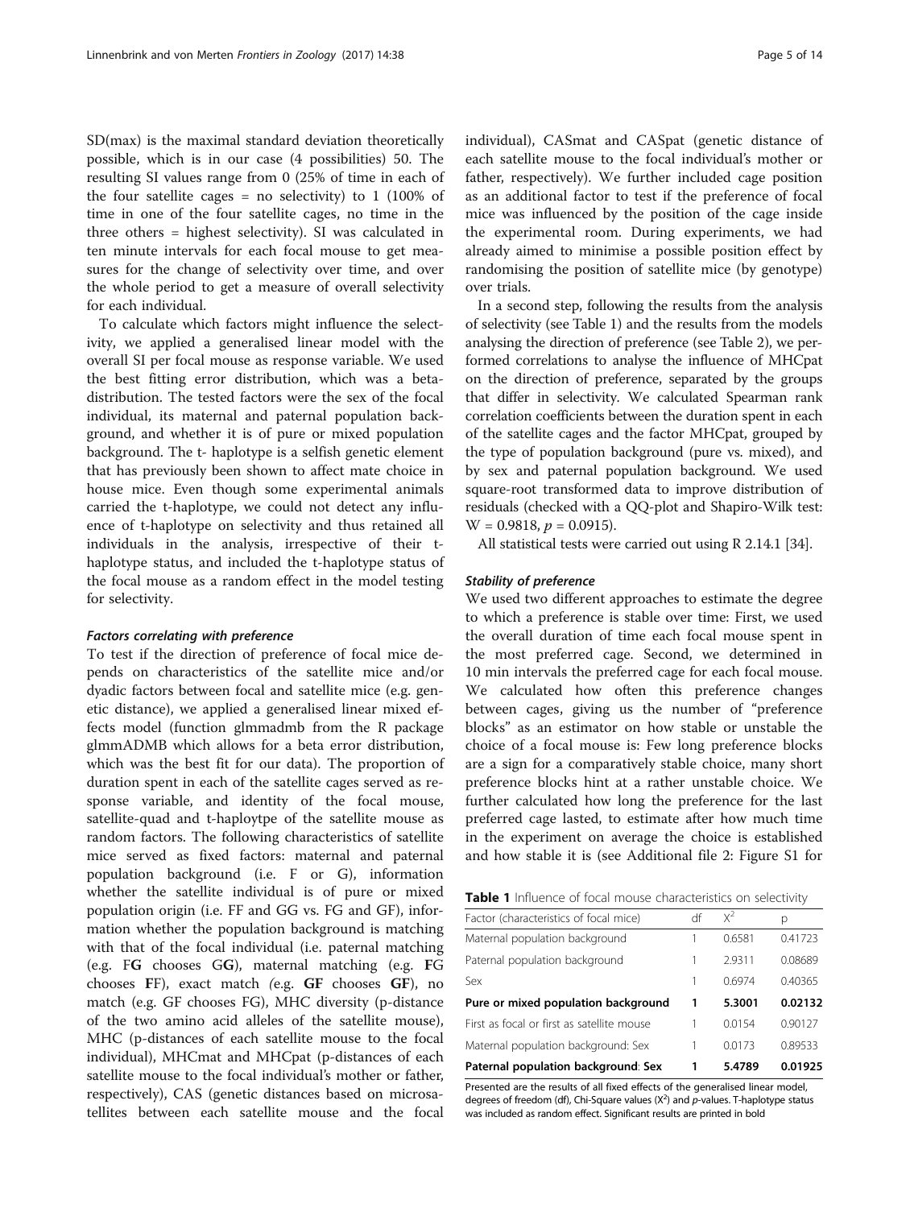SD(max) is the maximal standard deviation theoretically possible, which is in our case (4 possibilities) 50. The resulting SI values range from 0 (25% of time in each of the four satellite cages = no selectivity) to 1 (100% of time in one of the four satellite cages, no time in the three others = highest selectivity). SI was calculated in ten minute intervals for each focal mouse to get measures for the change of selectivity over time, and over the whole period to get a measure of overall selectivity for each individual.

To calculate which factors might influence the selectivity, we applied a generalised linear model with the overall SI per focal mouse as response variable. We used the best fitting error distribution, which was a beta-distribution. The tested factors were the sex of the focal individual, its maternal and paternal population background, and whether it is of pure or mixed population background. The t- haplotype is a selfish genetic element that has previously been shown to affect mate choice in house mice. Even though some experimental animals carried the t-haplotype, we could not detect any influence of t-haplotype on selectivity and thus retained all individuals in the analysis, irrespective of their t-haplotype status, and included the t-haplotype status of the focal mouse as a random effect in the model testing for selectivity.

#### *Factors correlating with preference*

To test if the direction of preference of focal mice depends on characteristics of the satellite mice and/or dyadic factors between focal and satellite mice (e.g. genetic distance), we applied a generalised linear mixed effects model (function glmmadmb from the R package glmmADMB which allows for a beta error distribution, which was the best fit for our data). The proportion of duration spent in each of the satellite cages served as response variable, and identity of the focal mouse, satellite-quad and t-haploytpe of the satellite mouse as random factors. The following characteristics of satellite mice served as fixed factors: maternal and paternal population background (i.e. F or G), information whether the satellite individual is of pure or mixed population origin (i.e. FF and GG vs. FG and GF), information whether the population background is matching with that of the focal individual (i.e. paternal matching (e.g. F**G** chooses G**G**), maternal matching (e.g. **F**G chooses **F**F), exact match *(*e.g. **GF** chooses **GF**), no match (e.g. GF chooses FG), MHC diversity (p-distance of the two amino acid alleles of the satellite mouse), MHC (p-distances of each satellite mouse to the focal individual), MHCmat and MHCpat (p-distances of each satellite mouse to the focal individual's mother or father, respectively), CAS (genetic distances based on microsatellites between each satellite mouse and the focal individual), CASmat and CASpat (genetic distance of each satellite mouse to the focal individual's mother or father, respectively). We further included cage position as an additional factor to test if the preference of focal mice was influenced by the position of the cage inside the experimental room. During experiments, we had already aimed to minimise a possible position effect by randomising the position of satellite mice (by genotype) over trials.

In a second step, following the results from the analysis of selectivity (see Table 1) and the results from the models analysing the direction of preference (see Table 2), we performed correlations to analyse the influence of MHCpat on the direction of preference, separated by the groups that differ in selectivity. We calculated Spearman rank correlation coefficients between the duration spent in each of the satellite cages and the factor MHCpat, grouped by the type of population background (pure vs. mixed), and by sex and paternal population background. We used square-root transformed data to improve distribution of residuals (checked with a QQ-plot and Shapiro-Wilk test: $W = 0.9818$, $p = 0.0915$).

All statistical tests were carried out using R 2.14.1 [34].

#### *Stability of preference*

We used two different approaches to estimate the degree to which a preference is stable over time: First, we used the overall duration of time each focal mouse spent in the most preferred cage. Second, we determined in 10 min intervals the preferred cage for each focal mouse. We calculated how often this preference changes between cages, giving us the number of "preference blocks" as an estimator on how stable or unstable the choice of a focal mouse is: Few long preference blocks are a sign for a comparatively stable choice, many short preference blocks hint at a rather unstable choice. We further calculated how long the preference for the last preferred cage lasted, to estimate after how much time in the experiment on average the choice is established and how stable it is (see Additional file 2: Figure S1 for

**Table 1** Influence of focal mouse characteristics on selectivity

| Factor (characteristics of focal mice) | df | $X^2$ | p |
|---|---|---|---|
| Maternal population background | 1 | 0.6581 | 0.41723 |
| Paternal population background | 1 | 2.9311 | 0.08689 |
| Sex | 1 | 0.6974 | 0.40365 |
| **Pure or mixed population background** | **1** | **5.3001** | **0.02132** |
| First as focal or first as satellite mouse | 1 | 0.0154 | 0.90127 |
| Maternal population background: Sex | 1 | 0.0173 | 0.89533 |
| **Paternal population background: Sex** | **1** | **5.4789** | **0.01925** |

Presented are the results of all fixed effects of the generalised linear model, degrees of freedom (df), Chi-Square values ($X^2$) and *p*-values. T-haplotype status was included as random effect. Significant results are printed in bold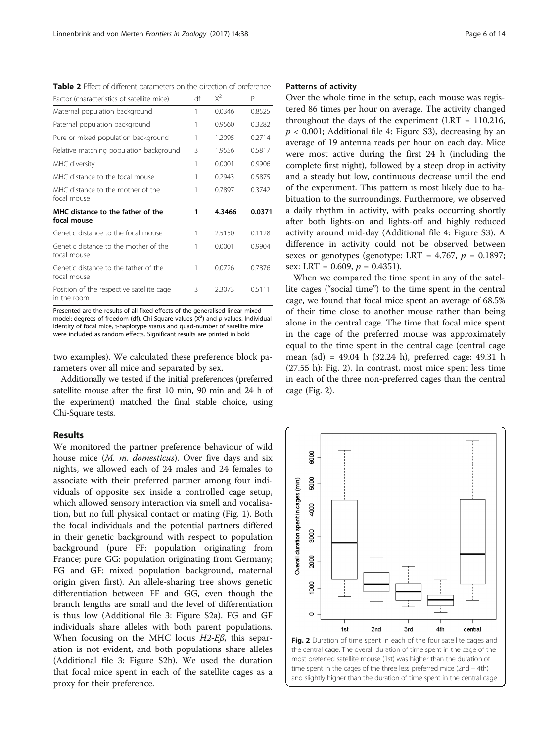**Table 2** Effect of different parameters on the direction of preference

| Factor (characteristics of satellite mice) | df | $X^2$ | P |
|---|---|---|---|
| Maternal population background | 1 | 0.0346 | 0.8525 |
| Paternal population background | 1 | 0.9560 | 0.3282 |
| Pure or mixed population background | 1 | 1.2095 | 0.2714 |
| Relative matching population background | 3 | 1.9556 | 0.5817 |
| MHC diversity | 1 | 0.0001 | 0.9906 |
| MHC distance to the focal mouse | 1 | 0.2943 | 0.5875 |
| MHC distance to the mother of the focal mouse | 1 | 0.7897 | 0.3742 |
| **MHC distance to the father of the focal mouse** | **1** | **4.3466** | **0.0371** |
| Genetic distance to the focal mouse | 1 | 2.5150 | 0.1128 |
| Genetic distance to the mother of the focal mouse | 1 | 0.0001 | 0.9904 |
| Genetic distance to the father of the focal mouse | 1 | 0.0726 | 0.7876 |
| Position of the respective satellite cage in the room | 3 | 2.3073 | 0.5111 |

Presented are the results of all fixed effects of the generalised linear mixed model: degrees of freedom (df), Chi-Square values ($X^2$) and *p*-values. Individual identity of focal mice, t-haplotype status and quad-number of satellite mice were included as random effects. Significant results are printed in bold

two examples). We calculated these preference block parameters over all mice and separated by sex.

Additionally we tested if the initial preferences (preferred satellite mouse after the first 10 min, 90 min and 24 h of the experiment) matched the final stable choice, using Chi-Square tests.

## Results

We monitored the partner preference behaviour of wild house mice (*M. m. domesticus*). Over five days and six nights, we allowed each of 24 males and 24 females to associate with their preferred partner among four individuals of opposite sex inside a controlled cage setup, which allowed sensory interaction via smell and vocalisation, but no full physical contact or mating (Fig. 1). Both the focal individuals and the potential partners differed in their genetic background with respect to population background (pure FF: population originating from France; pure GG: population originating from Germany; FG and GF: mixed population background, maternal origin given first). An allele-sharing tree shows genetic differentiation between FF and GG, even though the branch lengths are small and the level of differentiation is thus low (Additional file 3: Figure S2a). FG and GF individuals share alleles with both parent populations. When focusing on the MHC locus *H2-Eß*, this separation is not evident, and both populations share alleles (Additional file 3: Figure S2b). We used the duration that focal mice spent in each of the satellite cages as a proxy for their preference.

### Patterns of activity

Over the whole time in the setup, each mouse was registered 86 times per hour on average. The activity changed throughout the days of the experiment (LRT = 110.216, $p < 0.001$; Additional file 4: Figure S3), decreasing by an average of 19 antenna reads per hour on each day. Mice were most active during the first 24 h (including the complete first night), followed by a steep drop in activity and a steady but low, continuous decrease until the end of the experiment. This pattern is most likely due to habituation to the surroundings. Furthermore, we observed a daily rhythm in activity, with peaks occurring shortly after both lights-on and lights-off and highly reduced activity around mid-day (Additional file 4: Figure S3). A difference in activity could not be observed between sexes or genotypes (genotype: LRT = 4.767, $p = 0.1897$; sex: LRT = 0.609, $p = 0.4351$).

When we compared the time spent in any of the satellite cages ("social time") to the time spent in the central cage, we found that focal mice spent an average of 68.5% of their time close to another mouse rather than being alone in the central cage. The time that focal mice spent in the cage of the preferred mouse was approximately equal to the time spent in the central cage (central cage mean (sd) = 49.04 h (32.24 h), preferred cage: 49.31 h (27.55 h); Fig. 2). In contrast, most mice spent less time in each of the three non-preferred cages than the central cage (Fig. 2).

**Fig. 2** Duration of time spent in each of the four satellite cages and the central cage. The overall duration of time spent in the cage of the most preferred satellite mouse (1st) was higher than the duration of time spent in the cages of the three less preferred mice (2nd – 4th) and slightly higher than the duration of time spent in the central cage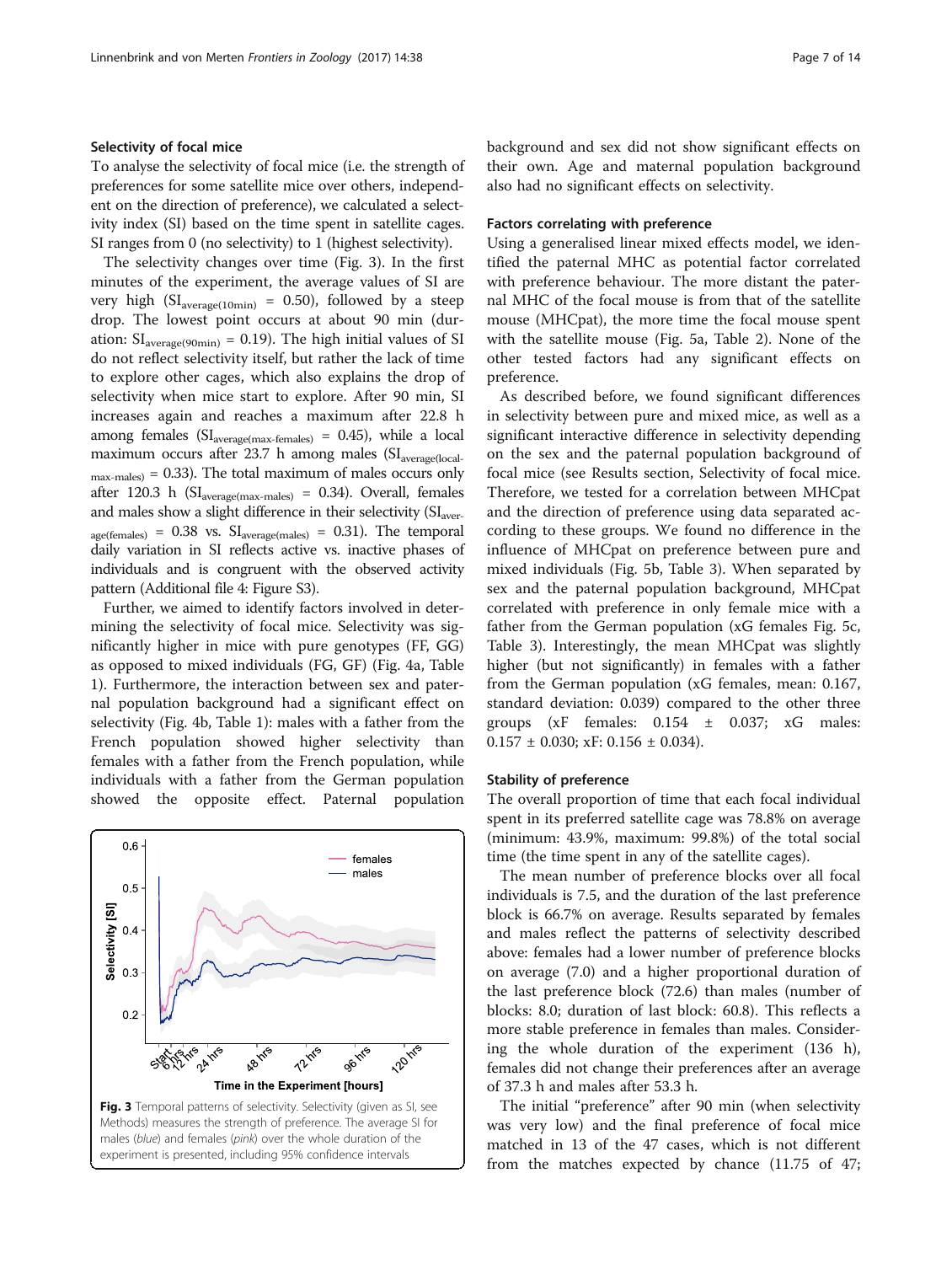### Selectivity of focal mice

To analyse the selectivity of focal mice (i.e. the strength of preferences for some satellite mice over others, independent on the direction of preference), we calculated a selectivity index (SI) based on the time spent in satellite cages. SI ranges from 0 (no selectivity) to 1 (highest selectivity).

The selectivity changes over time (Fig. 3). In the first minutes of the experiment, the average values of SI are very high ($SI_{average(10min)}$ = 0.50), followed by a steep drop. The lowest point occurs at about 90 min (duration: $SI_{average(90min)}$ = 0.19). The high initial values of SI do not reflect selectivity itself, but rather the lack of time to explore other cages, which also explains the drop of selectivity when mice start to explore. After 90 min, SI increases again and reaches a maximum after 22.8 h among females ($SI_{average(max-females)}$ = 0.45), while a local maximum occurs after 23.7 h among males ($SI_{average(local-max-males)}$ = 0.33). The total maximum of males occurs only after 120.3 h ($SI_{average(max-males)}$ = 0.34). Overall, females and males show a slight difference in their selectivity ($SI_{average(females)}$ = 0.38 vs. $SI_{average(males)}$ = 0.31). The temporal daily variation in SI reflects active vs. inactive phases of individuals and is congruent with the observed activity pattern (Additional file 4: Figure S3).

Further, we aimed to identify factors involved in determining the selectivity of focal mice. Selectivity was significantly higher in mice with pure genotypes (FF, GG) as opposed to mixed individuals (FG, GF) (Fig. 4a, Table 1). Furthermore, the interaction between sex and paternal population background had a significant effect on selectivity (Fig. 4b, Table 1): males with a father from the French population showed higher selectivity than females with a father from the French population, while individuals with a father from the German population showed the opposite effect. Paternal population background and sex did not show significant effects on their own. Age and maternal population background also had no significant effects on selectivity.

**Fig. 3** Temporal patterns of selectivity. Selectivity (given as SI, see Methods) measures the strength of preference. The average SI for males (*blue*) and females (*pink*) over the whole duration of the experiment is presented, including 95% confidence intervals

### Factors correlating with preference

Using a generalised linear mixed effects model, we identified the paternal MHC as potential factor correlated with preference behaviour. The more distant the paternal MHC of the focal mouse is from that of the satellite mouse (MHCpat), the more time the focal mouse spent with the satellite mouse (Fig. 5a, Table 2). None of the other tested factors had any significant effects on preference.

As described before, we found significant differences in selectivity between pure and mixed mice, as well as a significant interactive difference in selectivity depending on the sex and the paternal population background of focal mice (see Results section, Selectivity of focal mice. Therefore, we tested for a correlation between MHCpat and the direction of preference using data separated according to these groups. We found no difference in the influence of MHCpat on preference between pure and mixed individuals (Fig. 5b, Table 3). When separated by sex and the paternal population background, MHCpat correlated with preference in only female mice with a father from the German population (xG females Fig. 5c, Table 3). Interestingly, the mean MHCpat was slightly higher (but not significantly) in females with a father from the German population (xG females, mean: 0.167, standard deviation: 0.039) compared to the other three groups (xF females: 0.154 ± 0.037; xG males: 0.157 ± 0.030; xF: 0.156 ± 0.034).

### Stability of preference

The overall proportion of time that each focal individual spent in its preferred satellite cage was 78.8% on average (minimum: 43.9%, maximum: 99.8%) of the total social time (the time spent in any of the satellite cages).

The mean number of preference blocks over all focal individuals is 7.5, and the duration of the last preference block is 66.7% on average. Results separated by females and males reflect the patterns of selectivity described above: females had a lower number of preference blocks on average (7.0) and a higher proportional duration of the last preference block (72.6) than males (number of blocks: 8.0; duration of last block: 60.8). This reflects a more stable preference in females than males. Considering the whole duration of the experiment (136 h), females did not change their preferences after an average of 37.3 h and males after 53.3 h.

The initial "preference" after 90 min (when selectivity was very low) and the final preference of focal mice matched in 13 of the 47 cases, which is not different from the matches expected by chance (11.75 of 47;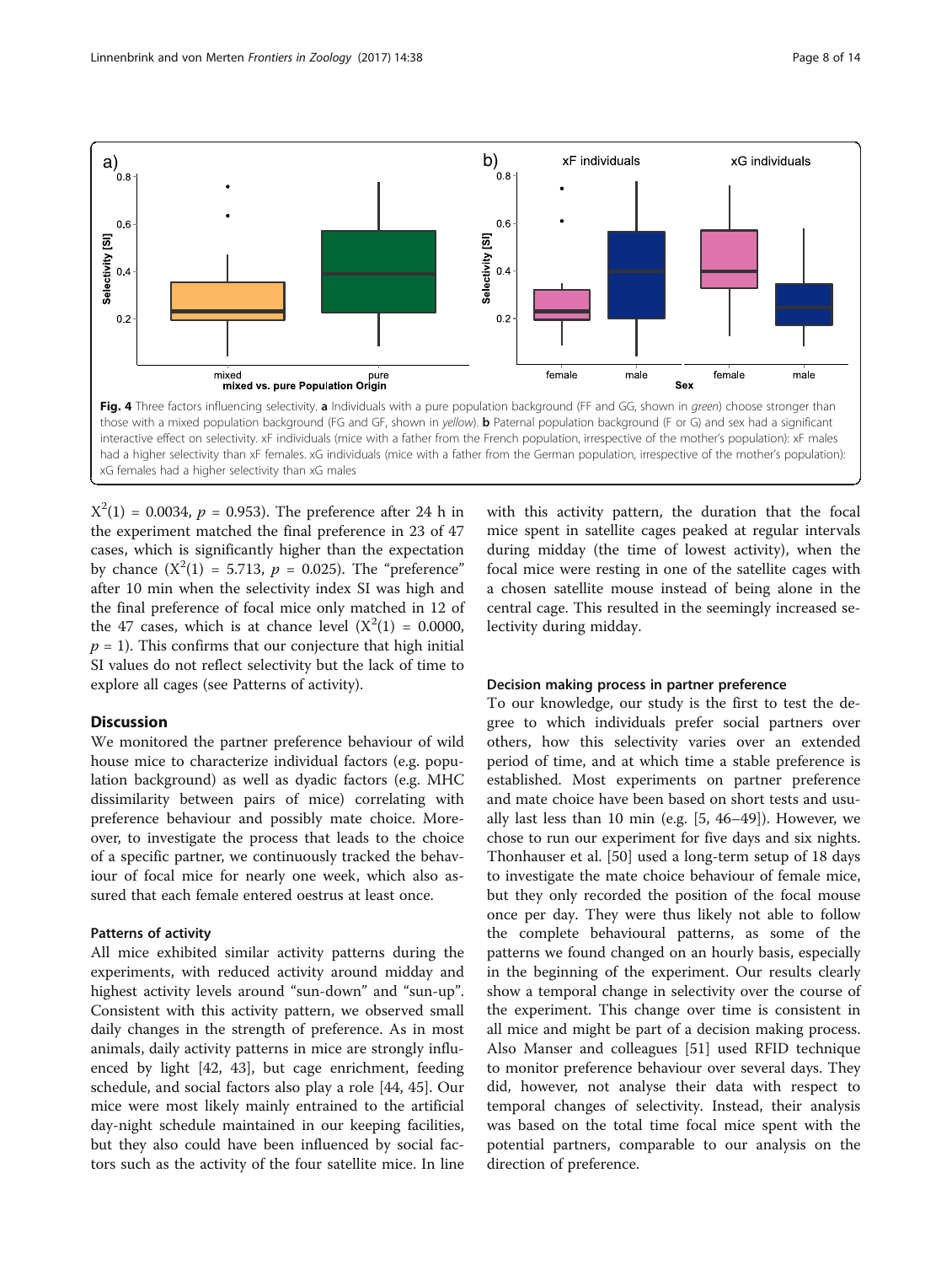Fig. 4 Three factors influencing selectivity. **a** Individuals with a pure population background (FF and GG, shown in *green*) choose stronger than those with a mixed population background (FG and GF, shown in *yellow*). **b** Paternal population background (F or G) and sex had a significant interactive effect on selectivity. xF individuals (mice with a father from the French population, irrespective of the mother's population): xF males had a higher selectivity than xF females. xG individuals (mice with a father from the German population, irrespective of the mother's population): xG females had a higher selectivity than xG males

$X^2(1) = 0.0034$, $p = 0.953$). The preference after 24 h in the experiment matched the final preference in 23 of 47 cases, which is significantly higher than the expectation by chance ($X^2(1) = 5.713$, $p = 0.025$). The "preference" after 10 min when the selectivity index SI was high and the final preference of focal mice only matched in 12 of the 47 cases, which is at chance level ($X^2(1) = 0.0000$, $p = 1$). This confirms that our conjecture that high initial SI values do not reflect selectivity but the lack of time to explore all cages (see Patterns of activity).

## Discussion

We monitored the partner preference behaviour of wild house mice to characterize individual factors (e.g. population background) as well as dyadic factors (e.g. MHC dissimilarity between pairs of mice) correlating with preference behaviour and possibly mate choice. Moreover, to investigate the process that leads to the choice of a specific partner, we continuously tracked the behaviour of focal mice for nearly one week, which also assured that each female entered oestrus at least once.

### Patterns of activity

All mice exhibited similar activity patterns during the experiments, with reduced activity around midday and highest activity levels around "sun-down" and "sun-up". Consistent with this activity pattern, we observed small daily changes in the strength of preference. As in most animals, daily activity patterns in mice are strongly influenced by light [42, 43], but cage enrichment, feeding schedule, and social factors also play a role [44, 45]. Our mice were most likely mainly entrained to the artificial day-night schedule maintained in our keeping facilities, but they also could have been influenced by social factors such as the activity of the four satellite mice. In line with this activity pattern, the duration that the focal mice spent in satellite cages peaked at regular intervals during midday (the time of lowest activity), when the focal mice were resting in one of the satellite cages with a chosen satellite mouse instead of being alone in the central cage. This resulted in the seemingly increased selectivity during midday.

### Decision making process in partner preference

To our knowledge, our study is the first to test the degree to which individuals prefer social partners over others, how this selectivity varies over an extended period of time, and at which time a stable preference is established. Most experiments on partner preference and mate choice have been based on short tests and usually last less than 10 min (e.g. [5, 46–49]). However, we chose to run our experiment for five days and six nights. Thonhauser et al. [50] used a long-term setup of 18 days to investigate the mate choice behaviour of female mice, but they only recorded the position of the focal mouse once per day. They were thus likely not able to follow the complete behavioural patterns, as some of the patterns we found changed on an hourly basis, especially in the beginning of the experiment. Our results clearly show a temporal change in selectivity over the course of the experiment. This change over time is consistent in all mice and might be part of a decision making process. Also Manser and colleagues [51] used RFID technique to monitor preference behaviour over several days. They did, however, not analyse their data with respect to temporal changes of selectivity. Instead, their analysis was based on the total time focal mice spent with the potential partners, comparable to our analysis on the direction of preference.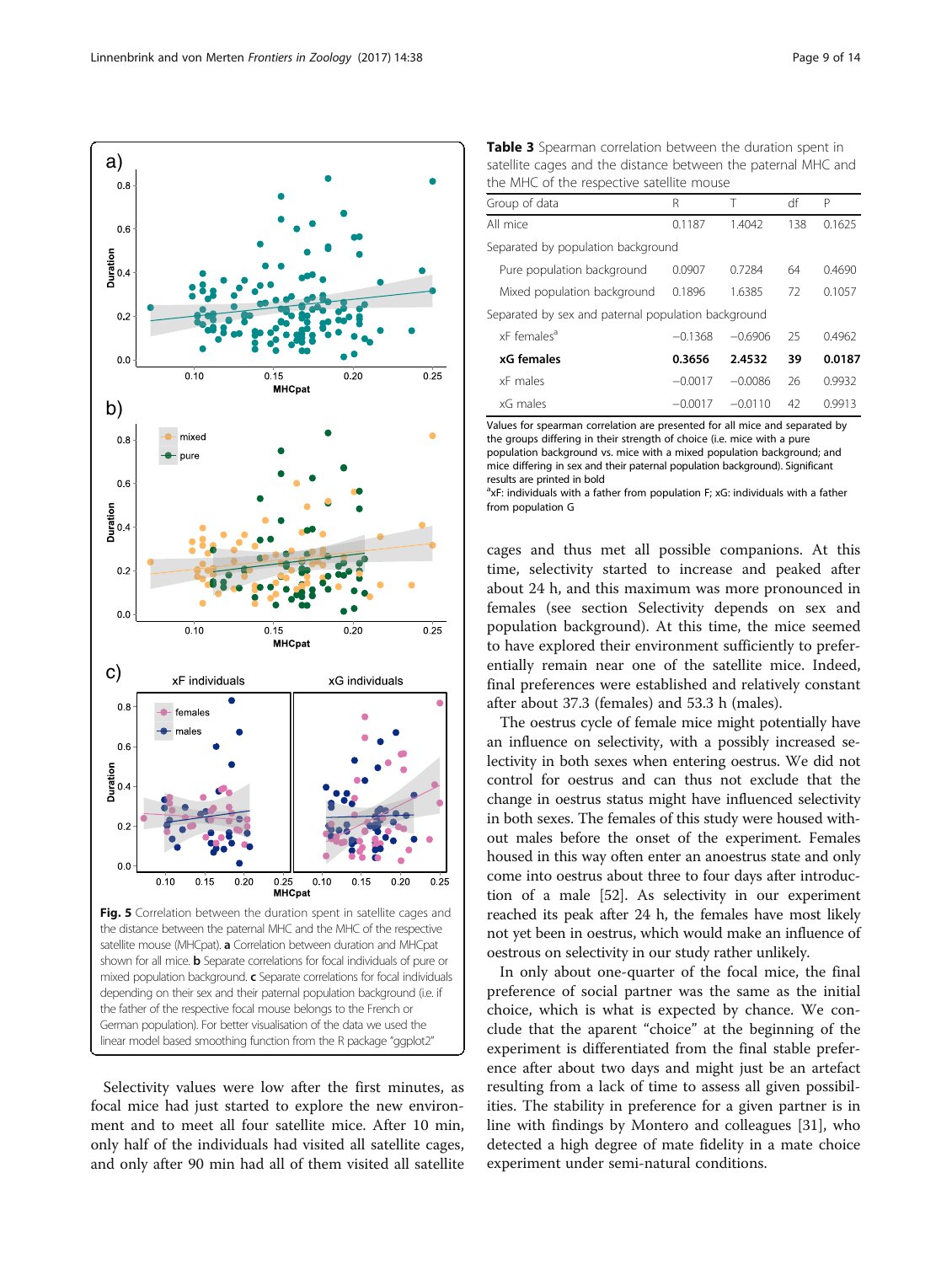Fig. 5 Correlation between the duration spent in satellite cages and the distance between the paternal MHC and the MHC of the respective satellite mouse (MHCpat). **a** Correlation between duration and MHCpat shown for all mice. **b** Separate correlations for focal individuals of pure or mixed population background. **c** Separate correlations for focal individuals depending on their sex and their paternal population background (i.e. if the father of the respective focal mouse belongs to the French or German population). For better visualisation of the data we used the linear model based smoothing function from the R package "ggplot2"

Selectivity values were low after the first minutes, as focal mice had just started to explore the new environment and to meet all four satellite mice. After 10 min, only half of the individuals had visited all satellite cages, and only after 90 min had all of them visited all satellite cages and thus met all possible companions. At this time, selectivity started to increase and peaked after about 24 h, and this maximum was more pronounced in females (see section Selectivity depends on sex and population background). At this time, the mice seemed to have explored their environment sufficiently to preferentially remain near one of the satellite mice. Indeed, final preferences were established and relatively constant after about 37.3 (females) and 53.3 h (males).

The oestrus cycle of female mice might potentially have an influence on selectivity, with a possibly increased selectivity in both sexes when entering oestrus. We did not control for oestrus and can thus not exclude that the change in oestrus status might have influenced selectivity in both sexes. The females of this study were housed without males before the onset of the experiment. Females housed in this way often enter an anoestrus state and only come into oestrus about three to four days after introduction of a male [52]. As selectivity in our experiment reached its peak after 24 h, the females have most likely not yet been in oestrus, which would make an influence of oestrous on selectivity in our study rather unlikely.

In only about one-quarter of the focal mice, the final preference of social partner was the same as the initial choice, which is what is expected by chance. We conclude that the aparent "choice" at the beginning of the experiment is differentiated from the final stable preference after about two days and might just be an artefact resulting from a lack of time to assess all given possibilities. The stability in preference for a given partner is in line with findings by Montero and colleagues [31], who detected a high degree of mate fidelity in a mate choice experiment under semi-natural conditions.

**Table 3** Spearman correlation between the duration spent in satellite cages and the distance between the paternal MHC and the MHC of the respective satellite mouse

| Group of data | R | T | df | P |
|---|---|---|---|---|
| All mice | 0.1187 | 1.4042 | 138 | 0.1625 |
| Separated by population background | | | | |
| Pure population background | 0.0907 | 0.7284 | 64 | 0.4690 |
| Mixed population background | 0.1896 | 1.6385 | 72 | 0.1057 |
| Separated by sex and paternal population background | | | | |
| xF females[a] | −0.1368 | −0.6906 | 25 | 0.4962 |
| **xG females** | **0.3656** | **2.4532** | **39** | **0.0187** |
| xF males | −0.0017 | −0.0086 | 26 | 0.9932 |
| xG males | −0.0017 | −0.0110 | 42 | 0.9913 |

Values for spearman correlation are presented for all mice and separated by the groups differing in their strength of choice (i.e. mice with a pure population background vs. mice with a mixed population background; and mice differing in sex and their paternal population background). Significant results are printed in bold

[a]xF: individuals with a father from population F; xG: individuals with a father from population G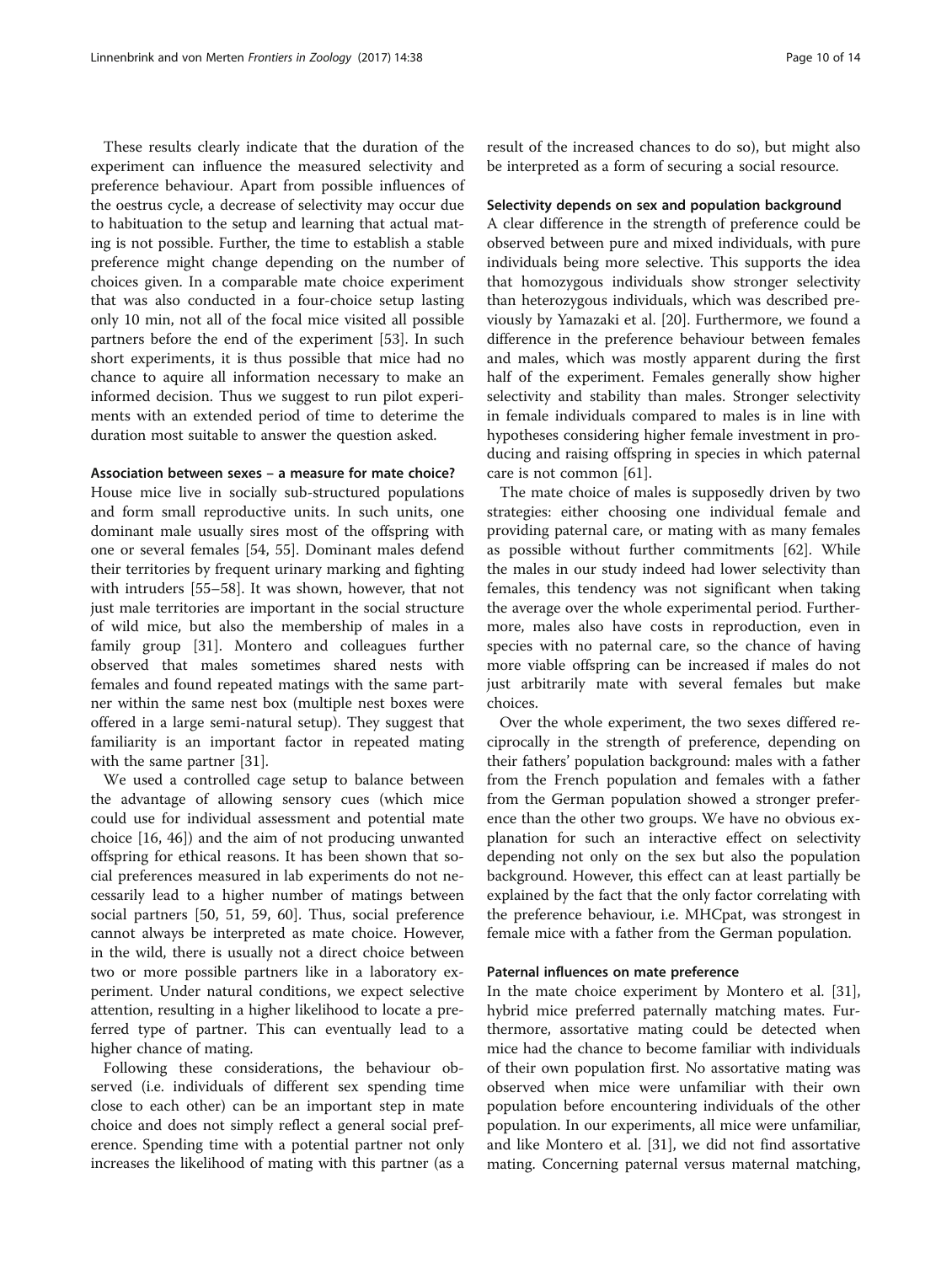These results clearly indicate that the duration of the experiment can influence the measured selectivity and preference behaviour. Apart from possible influences of the oestrus cycle, a decrease of selectivity may occur due to habituation to the setup and learning that actual mating is not possible. Further, the time to establish a stable preference might change depending on the number of choices given. In a comparable mate choice experiment that was also conducted in a four-choice setup lasting only 10 min, not all of the focal mice visited all possible partners before the end of the experiment [53]. In such short experiments, it is thus possible that mice had no chance to aquire all information necessary to make an informed decision. Thus we suggest to run pilot experiments with an extended period of time to deterime the duration most suitable to answer the question asked.

### Association between sexes – a measure for mate choice?

House mice live in socially sub-structured populations and form small reproductive units. In such units, one dominant male usually sires most of the offspring with one or several females [54, 55]. Dominant males defend their territories by frequent urinary marking and fighting with intruders [55–58]. It was shown, however, that not just male territories are important in the social structure of wild mice, but also the membership of males in a family group [31]. Montero and colleagues further observed that males sometimes shared nests with females and found repeated matings with the same partner within the same nest box (multiple nest boxes were offered in a large semi-natural setup). They suggest that familiarity is an important factor in repeated mating with the same partner [31].

We used a controlled cage setup to balance between the advantage of allowing sensory cues (which mice could use for individual assessment and potential mate choice [16, 46]) and the aim of not producing unwanted offspring for ethical reasons. It has been shown that social preferences measured in lab experiments do not necessarily lead to a higher number of matings between social partners [50, 51, 59, 60]. Thus, social preference cannot always be interpreted as mate choice. However, in the wild, there is usually not a direct choice between two or more possible partners like in a laboratory experiment. Under natural conditions, we expect selective attention, resulting in a higher likelihood to locate a preferred type of partner. This can eventually lead to a higher chance of mating.

Following these considerations, the behaviour observed (i.e. individuals of different sex spending time close to each other) can be an important step in mate choice and does not simply reflect a general social preference. Spending time with a potential partner not only increases the likelihood of mating with this partner (as a result of the increased chances to do so), but might also be interpreted as a form of securing a social resource.

### Selectivity depends on sex and population background

A clear difference in the strength of preference could be observed between pure and mixed individuals, with pure individuals being more selective. This supports the idea that homozygous individuals show stronger selectivity than heterozygous individuals, which was described previously by Yamazaki et al. [20]. Furthermore, we found a difference in the preference behaviour between females and males, which was mostly apparent during the first half of the experiment. Females generally show higher selectivity and stability than males. Stronger selectivity in female individuals compared to males is in line with hypotheses considering higher female investment in producing and raising offspring in species in which paternal care is not common [61].

The mate choice of males is supposedly driven by two strategies: either choosing one individual female and providing paternal care, or mating with as many females as possible without further commitments [62]. While the males in our study indeed had lower selectivity than females, this tendency was not significant when taking the average over the whole experimental period. Furthermore, males also have costs in reproduction, even in species with no paternal care, so the chance of having more viable offspring can be increased if males do not just arbitrarily mate with several females but make choices.

Over the whole experiment, the two sexes differed reciprocally in the strength of preference, depending on their fathers' population background: males with a father from the French population and females with a father from the German population showed a stronger preference than the other two groups. We have no obvious explanation for such an interactive effect on selectivity depending not only on the sex but also the population background. However, this effect can at least partially be explained by the fact that the only factor correlating with the preference behaviour, i.e. MHCpat, was strongest in female mice with a father from the German population.

### Paternal influences on mate preference

In the mate choice experiment by Montero et al. [31], hybrid mice preferred paternally matching mates. Furthermore, assortative mating could be detected when mice had the chance to become familiar with individuals of their own population first. No assortative mating was observed when mice were unfamiliar with their own population before encountering individuals of the other population. In our experiments, all mice were unfamiliar, and like Montero et al. [31], we did not find assortative mating. Concerning paternal versus maternal matching,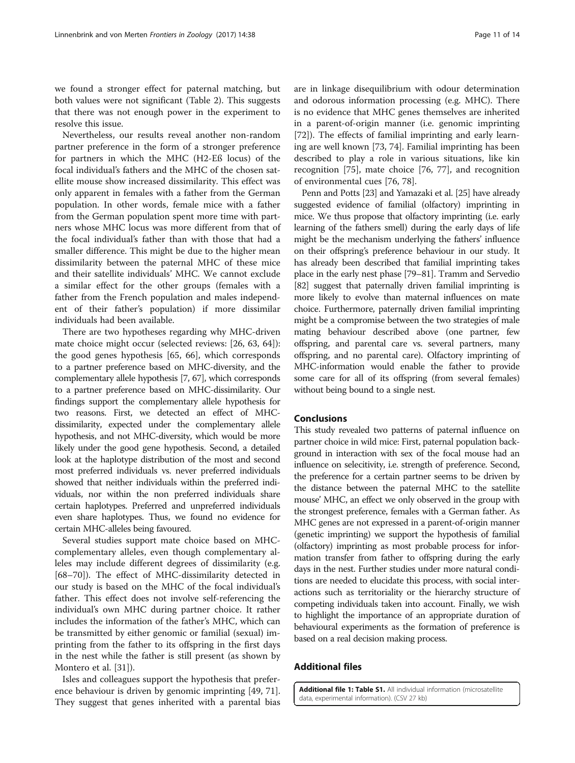we found a stronger effect for paternal matching, but both values were not significant (Table 2). This suggests that there was not enough power in the experiment to resolve this issue.

Nevertheless, our results reveal another non-random partner preference in the form of a stronger preference for partners in which the MHC (H2-Eß locus) of the focal individual's fathers and the MHC of the chosen satellite mouse show increased dissimilarity. This effect was only apparent in females with a father from the German population. In other words, female mice with a father from the German population spent more time with partners whose MHC locus was more different from that of the focal individual's father than with those that had a smaller difference. This might be due to the higher mean dissimilarity between the paternal MHC of these mice and their satellite individuals' MHC. We cannot exclude a similar effect for the other groups (females with a father from the French population and males independent of their father's population) if more dissimilar individuals had been available.

There are two hypotheses regarding why MHC-driven mate choice might occur (selected reviews: [26, 63, 64]): the good genes hypothesis [65, 66], which corresponds to a partner preference based on MHC-diversity, and the complementary allele hypothesis [7, 67], which corresponds to a partner preference based on MHC-dissimilarity. Our findings support the complementary allele hypothesis for two reasons. First, we detected an effect of MHC-dissimilarity, expected under the complementary allele hypothesis, and not MHC-diversity, which would be more likely under the good gene hypothesis. Second, a detailed look at the haplotype distribution of the most and second most preferred individuals vs. never preferred individuals showed that neither individuals within the preferred individuals, nor within the non preferred individuals share certain haplotypes. Preferred and unpreferred individuals even share haplotypes. Thus, we found no evidence for certain MHC-alleles being favoured.

Several studies support mate choice based on MHC-complementary alleles, even though complementary alleles may include different degrees of dissimilarity (e.g. [68–70]). The effect of MHC-dissimilarity detected in our study is based on the MHC of the focal individual's father. This effect does not involve self-referencing the individual's own MHC during partner choice. It rather includes the information of the father's MHC, which can be transmitted by either genomic or familial (sexual) imprinting from the father to its offspring in the first days in the nest while the father is still present (as shown by Montero et al. [31]).

Isles and colleagues support the hypothesis that preference behaviour is driven by genomic imprinting [49, 71]. They suggest that genes inherited with a parental bias are in linkage disequilibrium with odour determination and odorous information processing (e.g. MHC). There is no evidence that MHC genes themselves are inherited in a parent-of-origin manner (i.e. genomic imprinting [72]). The effects of familial imprinting and early learning are well known [73, 74]. Familial imprinting has been described to play a role in various situations, like kin recognition [75], mate choice [76, 77], and recognition of environmental cues [76, 78].

Penn and Potts [23] and Yamazaki et al. [25] have already suggested evidence of familial (olfactory) imprinting in mice. We thus propose that olfactory imprinting (i.e. early learning of the fathers smell) during the early days of life might be the mechanism underlying the fathers' influence on their offspring's preference behaviour in our study. It has already been described that familial imprinting takes place in the early nest phase [79–81]. Tramm and Servedio [82] suggest that paternally driven familial imprinting is more likely to evolve than maternal influences on mate choice. Furthermore, paternally driven familial imprinting might be a compromise between the two strategies of male mating behaviour described above (one partner, few offspring, and parental care vs. several partners, many offspring, and no parental care). Olfactory imprinting of MHC-information would enable the father to provide some care for all of its offspring (from several females) without being bound to a single nest.

## Conclusions

This study revealed two patterns of paternal influence on partner choice in wild mice: First, paternal population background in interaction with sex of the focal mouse had an influence on selecitivity, i.e. strength of preference. Second, the preference for a certain partner seems to be driven by the distance between the paternal MHC to the satellite mouse' MHC, an effect we only observed in the group with the strongest preference, females with a German father. As MHC genes are not expressed in a parent-of-origin manner (genetic imprinting) we support the hypothesis of familial (olfactory) imprinting as most probable process for information transfer from father to offspring during the early days in the nest. Further studies under more natural conditions are needed to elucidate this process, with social interactions such as territoriality or the hierarchy structure of competing individuals taken into account. Finally, we wish to highlight the importance of an appropriate duration of behavioural experiments as the formation of preference is based on a real decision making process.

## Additional files

**Additional file 1: Table S1.** All individual information (microsatellite data, experimental information). (CSV 27 kb)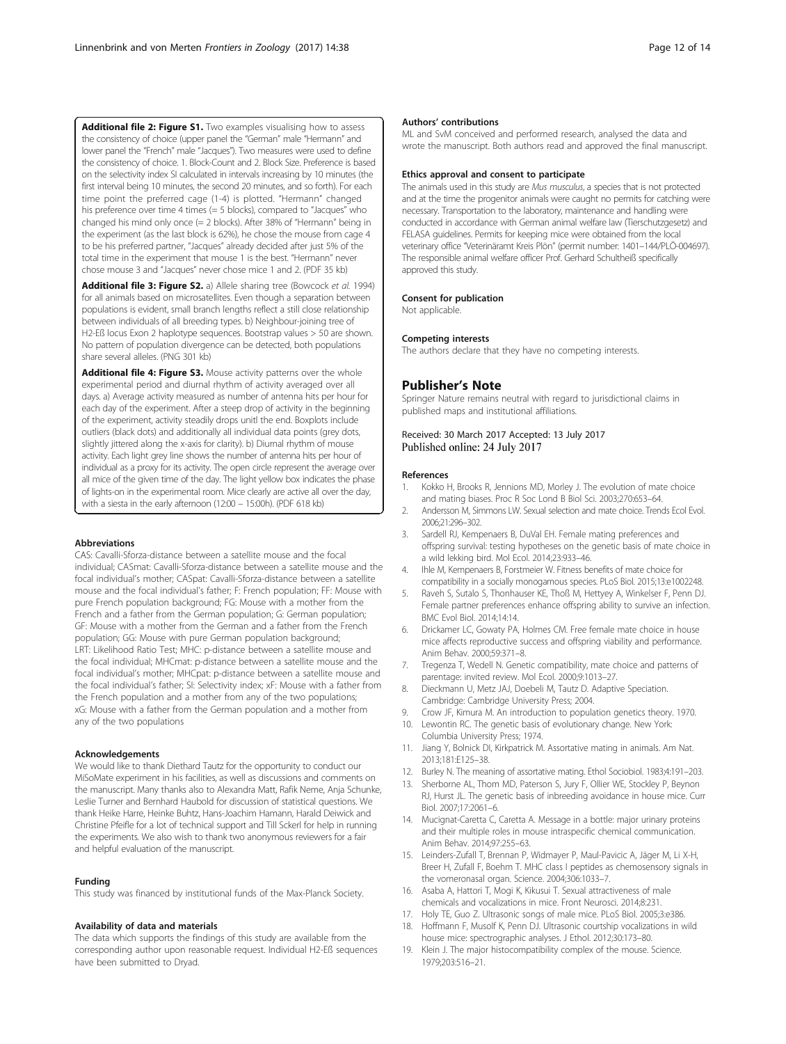**Additional file 2: Figure S1.** Two examples visualising how to assess the consistency of choice (upper panel the "German" male "Hermann" and lower panel the "French" male "Jacques"). Two measures were used to define the consistency of choice. 1. Block-Count and 2. Block Size. Preference is based on the selectivity index SI calculated in intervals increasing by 10 minutes (the first interval being 10 minutes, the second 20 minutes, and so forth). For each time point the preferred cage (1-4) is plotted. "Hermann" changed his preference over time 4 times (= 5 blocks), compared to "Jacques" who changed his mind only once (= 2 blocks). After 38% of "Hermann" being in the experiment (as the last block is 62%), he chose the mouse from cage 4 to be his preferred partner, "Jacques" already decided after just 5% of the total time in the experiment that mouse 1 is the best. "Hermann" never chose mouse 3 and "Jacques" never chose mice 1 and 2. (PDF 35 kb)

**Additional file 3: Figure S2.** a) Allele sharing tree (Bowcock *et al.* 1994) for all animals based on microsatellites. Even though a separation between populations is evident, small branch lengths reflect a still close relationship between individuals of all breeding types. b) Neighbour-joining tree of H2-Eß locus Exon 2 haplotype sequences. Bootstrap values > 50 are shown. No pattern of population divergence can be detected, both populations share several alleles. (PNG 301 kb)

**Additional file 4: Figure S3.** Mouse activity patterns over the whole experimental period and diurnal rhythm of activity averaged over all days. a) Average activity measured as number of antenna hits per hour for each day of the experiment. After a steep drop of activity in the beginning of the experiment, activity steadily drops unitl the end. Boxplots include outliers (black dots) and additionally all individual data points (grey dots, slightly jittered along the x-axis for clarity). b) Diurnal rhythm of mouse activity. Each light grey line shows the number of antenna hits per hour of individual as a proxy for its activity. The open circle represent the average over all mice of the given time of the day. The light yellow box indicates the phase of lights-on in the experimental room. Mice clearly are active all over the day, with a siesta in the early afternoon (12:00 – 15:00h). (PDF 618 kb)

#### Abbreviations

CAS: Cavalli-Sforza-distance between a satellite mouse and the focal individual; CASmat: Cavalli-Sforza-distance between a satellite mouse and the focal individual's mother; CASpat: Cavalli-Sforza-distance between a satellite mouse and the focal individual's father; F: French population; FF: Mouse with pure French population background; FG: Mouse with a mother from the French and a father from the German population; G: German population; GF: Mouse with a mother from the German and a father from the French population; GG: Mouse with pure German population background; LRT: Likelihood Ratio Test; MHC: p-distance between a satellite mouse and the focal individual; MHCmat: p-distance between a satellite mouse and the focal individual's mother; MHCpat: p-distance between a satellite mouse and the focal individual's father; SI: Selectivity index; xF: Mouse with a father from the French population and a mother from any of the two populations; xG: Mouse with a father from the German population and a mother from any of the two populations

#### Acknowledgements

We would like to thank Diethard Tautz for the opportunity to conduct our MiSoMate experiment in his facilities, as well as discussions and comments on the manuscript. Many thanks also to Alexandra Matt, Rafik Neme, Anja Schunke, Leslie Turner and Bernhard Haubold for discussion of statistical questions. We thank Heike Harre, Heinke Buhtz, Hans-Joachim Hamann, Harald Deiwick and Christine Pfeifle for a lot of technical support and Till Sckerl for help in running the experiments. We also wish to thank two anonymous reviewers for a fair and helpful evaluation of the manuscript.

#### Funding

This study was financed by institutional funds of the Max-Planck Society.

#### Availability of data and materials

The data which supports the findings of this study are available from the corresponding author upon reasonable request. Individual H2-Eß sequences have been submitted to Dryad.

#### Authors' contributions

ML and SvM conceived and performed research, analysed the data and wrote the manuscript. Both authors read and approved the final manuscript.

#### Ethics approval and consent to participate

The animals used in this study are *Mus musculus*, a species that is not protected and at the time the progenitor animals were caught no permits for catching were necessary. Transportation to the laboratory, maintenance and handling were conducted in accordance with German animal welfare law (Tierschutzgesetz) and FELASA guidelines. Permits for keeping mice were obtained from the local veterinary office "Veterinäramt Kreis Plön" (permit number: 1401–144/PLÖ-004697). The responsible animal welfare officer Prof. Gerhard Schultheiß specifically approved this study.

#### Consent for publication

Not applicable.

#### Competing interests

The authors declare that they have no competing interests.

## Publisher's Note

Springer Nature remains neutral with regard to jurisdictional claims in published maps and institutional affiliations.

Received: 30 March 2017 Accepted: 13 July 2017
Published online: 24 July 2017

#### References

1. Kokko H, Brooks R, Jennions MD, Morley J. The evolution of mate choice and mating biases. Proc R Soc Lond B Biol Sci. 2003;270:653–64.
2. Andersson M, Simmons LW. Sexual selection and mate choice. Trends Ecol Evol. 2006;21:296–302.
3. Sardell RJ, Kempenaers B, DuVal EH. Female mating preferences and offspring survival: testing hypotheses on the genetic basis of mate choice in a wild lekking bird. Mol Ecol. 2014;23:933–46.
4. Ihle M, Kempenaers B, Forstmeier W. Fitness benefits of mate choice for compatibility in a socially monogamous species. PLoS Biol. 2015;13:e1002248.
5. Raveh S, Sutalo S, Thonhauser KE, Thoß M, Hettyey A, Winkelser F, Penn DJ. Female partner preferences enhance offspring ability to survive an infection. BMC Evol Biol. 2014;14:14.
6. Drickamer LC, Gowaty PA, Holmes CM. Free female mate choice in house mice affects reproductive success and offspring viability and performance. Anim Behav. 2000;59:371–8.
7. Tregenza T, Wedell N. Genetic compatibility, mate choice and patterns of parentage: invited review. Mol Ecol. 2000;9:1013–27.
8. Dieckmann U, Metz JAJ, Doebeli M, Tautz D. Adaptive Speciation. Cambridge: Cambridge University Press; 2004.
9. Crow JF, Kimura M. An introduction to population genetics theory. 1970.
10. Lewontin RC. The genetic basis of evolutionary change. New York: Columbia University Press; 1974.
11. Jiang Y, Bolnick DI, Kirkpatrick M. Assortative mating in animals. Am Nat. 2013;181:E125–38.
12. Burley N. The meaning of assortative mating. Ethol Sociobiol. 1983;4:191–203.
13. Sherborne AL, Thom MD, Paterson S, Jury F, Ollier WE, Stockley P, Beynon RJ, Hurst JL. The genetic basis of inbreeding avoidance in house mice. Curr Biol. 2007;17:2061–6.
14. Mucignat-Caretta C, Caretta A. Message in a bottle: major urinary proteins and their multiple roles in mouse intraspecific chemical communication. Anim Behav. 2014;97:255–63.
15. Leinders-Zufall T, Brennan P, Widmayer P, Maul-Pavicic A, Jäger M, Li X-H, Breer H, Zufall F, Boehm T. MHC class I peptides as chemosensory signals in the vomeronasal organ. Science. 2004;306:1033–7.
16. Asaba A, Hattori T, Mogi K, Kikusui T. Sexual attractiveness of male chemicals and vocalizations in mice. Front Neurosci. 2014;8:231.
17. Holy TE, Guo Z. Ultrasonic songs of male mice. PLoS Biol. 2005;3:e386.
18. Hoffmann F, Musolf K, Penn DJ. Ultrasonic courtship vocalizations in wild house mice: spectrographic analyses. J Ethol. 2012;30:173–80.
19. Klein J. The major histocompatibility complex of the mouse. Science. 1979;203:516–21.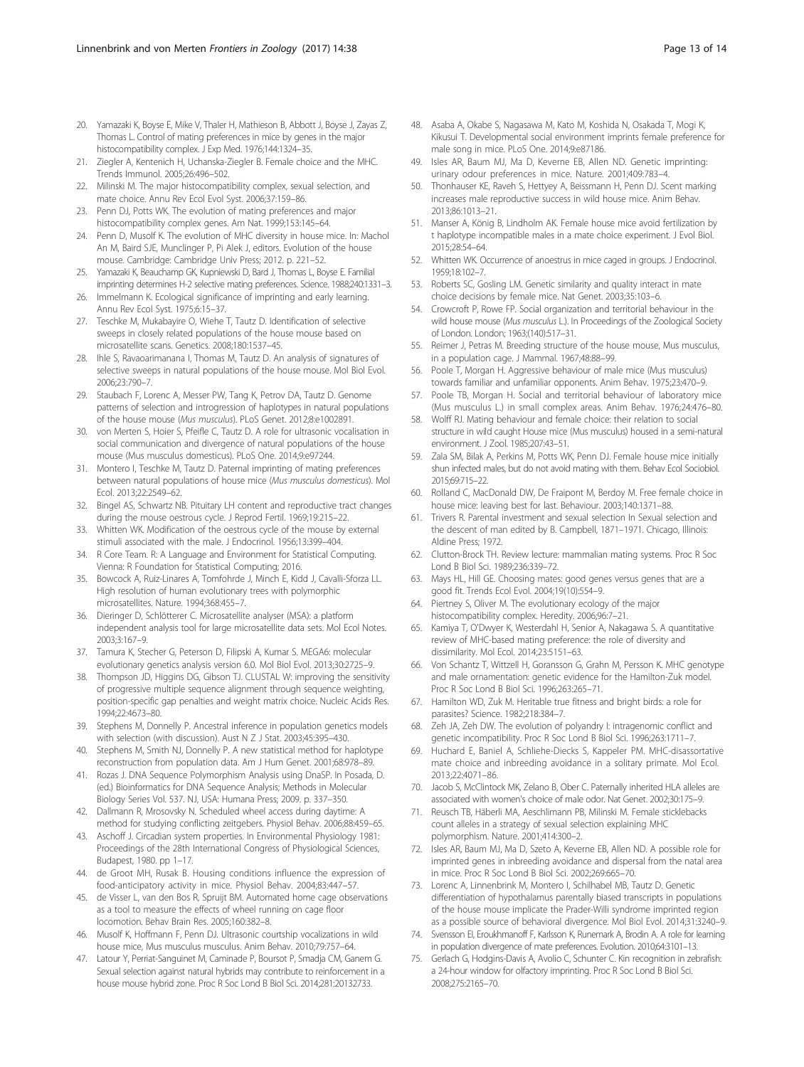20. Yamazaki K, Boyse E, Mike V, Thaler H, Mathieson B, Abbott J, Boyse J, Zayas Z, Thomas L. Control of mating preferences in mice by genes in the major histocompatibility complex. J Exp Med. 1976;144:1324–35.
21. Ziegler A, Kentenich H, Uchanska-Ziegler B. Female choice and the MHC. Trends Immunol. 2005;26:496–502.
22. Milinski M. The major histocompatibility complex, sexual selection, and mate choice. Annu Rev Ecol Evol Syst. 2006;37:159–86.
23. Penn DJ, Potts WK. The evolution of mating preferences and major histocompatibility complex genes. Am Nat. 1999;153:145–64.
24. Penn D, Musolf K. The evolution of MHC diversity in house mice. In: Machol An M, Baird SJE, Munclinger P, Pi Alek J, editors. Evolution of the house mouse. Cambridge: Cambridge Univ Press; 2012. p. 221–52.
25. Yamazaki K, Beauchamp GK, Kupniewski D, Bard J, Thomas L, Boyse E. Familial imprinting determines H-2 selective mating preferences. Science. 1988;240:1331–3.
26. Immelmann K. Ecological significance of imprinting and early learning. Annu Rev Ecol Syst. 1975;6:15–37.
27. Teschke M, Mukabayire O, Wiehe T, Tautz D. Identification of selective sweeps in closely related populations of the house mouse based on microsatellite scans. Genetics. 2008;180:1537–45.
28. Ihle S, Ravaoarimanana I, Thomas M, Tautz D. An analysis of signatures of selective sweeps in natural populations of the house mouse. Mol Biol Evol. 2006;23:790–7.
29. Staubach F, Lorenc A, Messer PW, Tang K, Petrov DA, Tautz D. Genome patterns of selection and introgression of haplotypes in natural populations of the house mouse (*Mus musculus*). PLoS Genet. 2012;8:e1002891.
30. von Merten S, Hoier S, Pfeifle C, Tautz D. A role for ultrasonic vocalisation in social communication and divergence of natural populations of the house mouse (Mus musculus domesticus). PLoS One. 2014;9:e97244.
31. Montero I, Teschke M, Tautz D. Paternal imprinting of mating preferences between natural populations of house mice (*Mus musculus domesticus*). Mol Ecol. 2013;22:2549–62.
32. Bingel AS, Schwartz NB. Pituitary LH content and reproductive tract changes during the mouse oestrous cycle. J Reprod Fertil. 1969;19:215–22.
33. Whitten WK. Modification of the oestrous cycle of the mouse by external stimuli associated with the male. J Endocrinol. 1956;13:399–404.
34. R Core Team. R: A Language and Environment for Statistical Computing. Vienna: R Foundation for Statistical Computing; 2016.
35. Bowcock A, Ruiz-Linares A, Tomfohrde J, Minch E, Kidd J, Cavalli-Sforza LL. High resolution of human evolutionary trees with polymorphic microsatellites. Nature. 1994;368:455–7.
36. Dieringer D, Schlötterer C. Microsatellite analyser (MSA): a platform independent analysis tool for large microsatellite data sets. Mol Ecol Notes. 2003;3:167–9.
37. Tamura K, Stecher G, Peterson D, Filipski A, Kumar S. MEGA6: molecular evolutionary genetics analysis version 6.0. Mol Biol Evol. 2013;30:2725–9.
38. Thompson JD, Higgins DG, Gibson TJ. CLUSTAL W: improving the sensitivity of progressive multiple sequence alignment through sequence weighting, position-specific gap penalties and weight matrix choice. Nucleic Acids Res. 1994;22:4673–80.
39. Stephens M, Donnelly P. Ancestral inference in population genetics models with selection (with discussion). Aust N Z J Stat. 2003;45:395–430.
40. Stephens M, Smith NJ, Donnelly P. A new statistical method for haplotype reconstruction from population data. Am J Hum Genet. 2001;68:978–89.
41. Rozas J. DNA Sequence Polymorphism Analysis using DnaSP. In Posada, D. (ed.) Bioinformatics for DNA Sequence Analysis; Methods in Molecular Biology Series Vol. 537. NJ, USA: Humana Press; 2009. p. 337–350.
42. Dallmann R, Mrosovsky N. Scheduled wheel access during daytime: A method for studying conflicting zeitgebers. Physiol Behav. 2006;88:459–65.
43. Aschoff J. Circadian system properties. In Environmental Physiology 1981: Proceedings of the 28th International Congress of Physiological Sciences, Budapest, 1980. pp 1–17.
44. de Groot MH, Rusak B. Housing conditions influence the expression of food-anticipatory activity in mice. Physiol Behav. 2004;83:447–57.
45. de Visser L, van den Bos R, Spruijt BM. Automated home cage observations as a tool to measure the effects of wheel running on cage floor locomotion. Behav Brain Res. 2005;160:382–8.
46. Musolf K, Hoffmann F, Penn DJ. Ultrasonic courtship vocalizations in wild house mice, Mus musculus musculus. Anim Behav. 2010;79:757–64.
47. Latour Y, Perriat-Sanguinet M, Caminade P, Boursot P, Smadja CM, Ganem G. Sexual selection against natural hybrids may contribute to reinforcement in a house mouse hybrid zone. Proc R Soc Lond B Biol Sci. 2014;281:20132733.
48. Asaba A, Okabe S, Nagasawa M, Kato M, Koshida N, Osakada T, Mogi K, Kikusui T. Developmental social environment imprints female preference for male song in mice. PLoS One. 2014;9:e87186.
49. Isles AR, Baum MJ, Ma D, Keverne EB, Allen ND. Genetic imprinting: urinary odour preferences in mice. Nature. 2001;409:783–4.
50. Thonhauser KE, Raveh S, Hettyey A, Beissmann H, Penn DJ. Scent marking increases male reproductive success in wild house mice. Anim Behav. 2013;86:1013–21.
51. Manser A, König B, Lindholm AK. Female house mice avoid fertilization by t haplotype incompatible males in a mate choice experiment. J Evol Biol. 2015;28:54–64.
52. Whitten WK. Occurrence of anoestrus in mice caged in groups. J Endocrinol. 1959;18:102–7.
53. Roberts SC, Gosling LM. Genetic similarity and quality interact in mate choice decisions by female mice. Nat Genet. 2003;35:103–6.
54. Crowcroft P, Rowe FP. Social organization and territorial behaviour in the wild house mouse (*Mus musculus* L.). In Proceedings of the Zoological Society of London. London; 1963;(140):517–31.
55. Reimer J, Petras M. Breeding structure of the house mouse, Mus musculus, in a population cage. J Mammal. 1967;48:88–99.
56. Poole T, Morgan H. Aggressive behaviour of male mice (Mus musculus) towards familiar and unfamiliar opponents. Anim Behav. 1975;23:470–9.
57. Poole TB, Morgan H. Social and territorial behaviour of laboratory mice (Mus musculus L.) in small complex areas. Anim Behav. 1976;24:476–80.
58. Wolff RJ. Mating behaviour and female choice: their relation to social structure in wild caught House mice (Mus musculus) housed in a semi-natural environment. J Zool. 1985;207:43–51.
59. Zala SM, Bilak A, Perkins M, Potts WK, Penn DJ. Female house mice initially shun infected males, but do not avoid mating with them. Behav Ecol Sociobiol. 2015;69:715–22.
60. Rolland C, MacDonald DW, De Fraipont M, Berdoy M. Free female choice in house mice: leaving best for last. Behaviour. 2003;140:1371–88.
61. Trivers R. Parental investment and sexual selection In Sexual selection and the descent of man edited by B. Campbell, 1871–1971. Chicago, Illinois: Aldine Press; 1972.
62. Clutton-Brock TH. Review lecture: mammalian mating systems. Proc R Soc Lond B Biol Sci. 1989;236:339–72.
63. Mays HL, Hill GE. Choosing mates: good genes versus genes that are a good fit. Trends Ecol Evol. 2004;19(10):554–9.
64. Piertney S, Oliver M. The evolutionary ecology of the major histocompatibility complex. Heredity. 2006;96:7–21.
65. Kamiya T, O'Dwyer K, Westerdahl H, Senior A, Nakagawa S. A quantitative review of MHC-based mating preference: the role of diversity and dissimilarity. Mol Ecol. 2014;23:5151–63.
66. Von Schantz T, Wittzell H, Goransson G, Grahn M, Persson K. MHC genotype and male ornamentation: genetic evidence for the Hamilton-Zuk model. Proc R Soc Lond B Biol Sci. 1996;263:265–71.
67. Hamilton WD, Zuk M. Heritable true fitness and bright birds: a role for parasites? Science. 1982;218:384–7.
68. Zeh JA, Zeh DW. The evolution of polyandry I: intragenomic conflict and genetic incompatibility. Proc R Soc Lond B Biol Sci. 1996;263:1711–7.
69. Huchard E, Baniel A, Schliehe-Diecks S, Kappeler PM. MHC-disassortative mate choice and inbreeding avoidance in a solitary primate. Mol Ecol. 2013;22:4071–86.
70. Jacob S, McClintock MK, Zelano B, Ober C. Paternally inherited HLA alleles are associated with women's choice of male odor. Nat Genet. 2002;30:175–9.
71. Reusch TB, Häberli MA, Aeschlimann PB, Milinski M. Female sticklebacks count alleles in a strategy of sexual selection explaining MHC polymorphism. Nature. 2001;414:300–2.
72. Isles AR, Baum MJ, Ma D, Szeto A, Keverne EB, Allen ND. A possible role for imprinted genes in inbreeding avoidance and dispersal from the natal area in mice. Proc R Soc Lond B Biol Sci. 2002;269:665–70.
73. Lorenc A, Linnenbrink M, Montero I, Schilhabel MB, Tautz D. Genetic differentiation of hypothalamus parentally biased transcripts in populations of the house mouse implicate the Prader-Willi syndrome imprinted region as a possible source of behavioral divergence. Mol Biol Evol. 2014;31:3240–9.
74. Svensson EI, Eroukhmanoff F, Karlsson K, Runemark A, Brodin A. A role for learning in population divergence of mate preferences. Evolution. 2010;64:3101–13.
75. Gerlach G, Hodgins-Davis A, Avolio C, Schunter C. Kin recognition in zebrafish: a 24-hour window for olfactory imprinting. Proc R Soc Lond B Biol Sci. 2008;275:2165–70.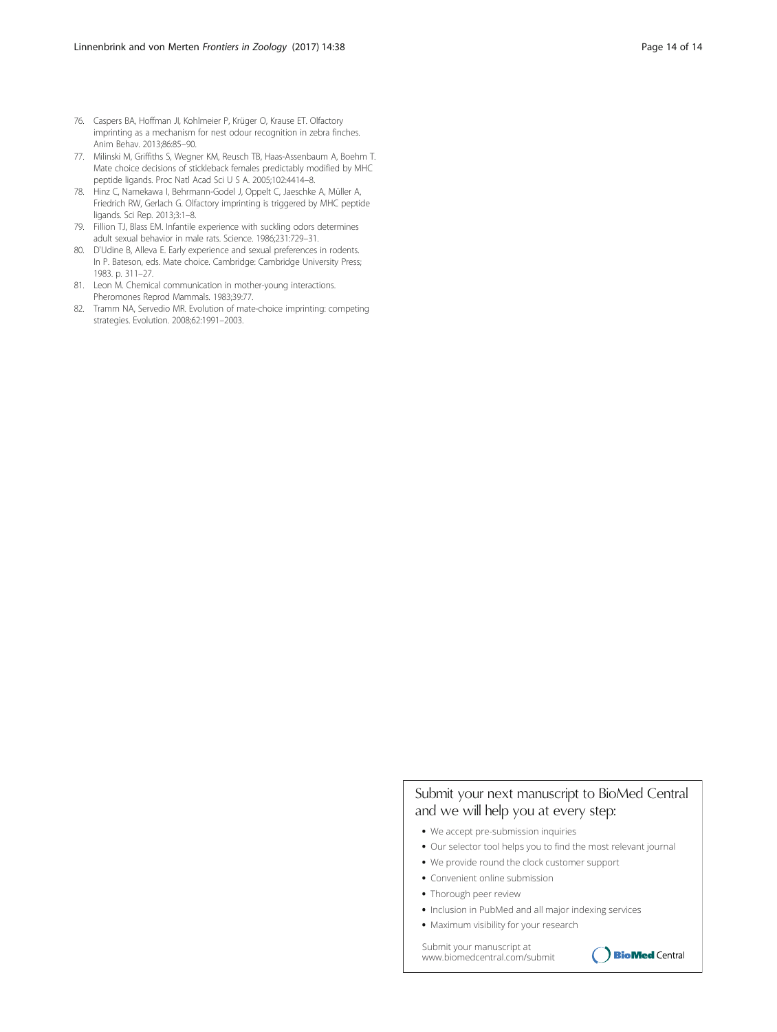76. Caspers BA, Hoffman JI, Kohlmeier P, Krüger O, Krause ET. Olfactory imprinting as a mechanism for nest odour recognition in zebra finches. Anim Behav. 2013;86:85–90.
77. Milinski M, Griffiths S, Wegner KM, Reusch TB, Haas-Assenbaum A, Boehm T. Mate choice decisions of stickleback females predictably modified by MHC peptide ligands. Proc Natl Acad Sci U S A. 2005;102:4414–8.
78. Hinz C, Namekawa I, Behrmann-Godel J, Oppelt C, Jaeschke A, Müller A, Friedrich RW, Gerlach G. Olfactory imprinting is triggered by MHC peptide ligands. Sci Rep. 2013;3:1–8.
79. Fillion TJ, Blass EM. Infantile experience with suckling odors determines adult sexual behavior in male rats. Science. 1986;231:729–31.
80. D'Udine B, Alleva E. Early experience and sexual preferences in rodents. In P. Bateson, eds. Mate choice. Cambridge: Cambridge University Press; 1983. p. 311–27.
81. Leon M. Chemical communication in mother-young interactions. Pheromones Reprod Mammals. 1983;39:77.
82. Tramm NA, Servedio MR. Evolution of mate-choice imprinting: competing strategies. Evolution. 2008;62:1991–2003.

Submit your next manuscript to BioMed Central and we will help you at every step:

- We accept pre-submission inquiries
- Our selector tool helps you to find the most relevant journal
- We provide round the clock customer support
- Convenient online submission
- Thorough peer review
- Inclusion in PubMed and all major indexing services
- Maximum visibility for your research

Submit your manuscript at www.biomedcentral.com/submit

BioMed Central